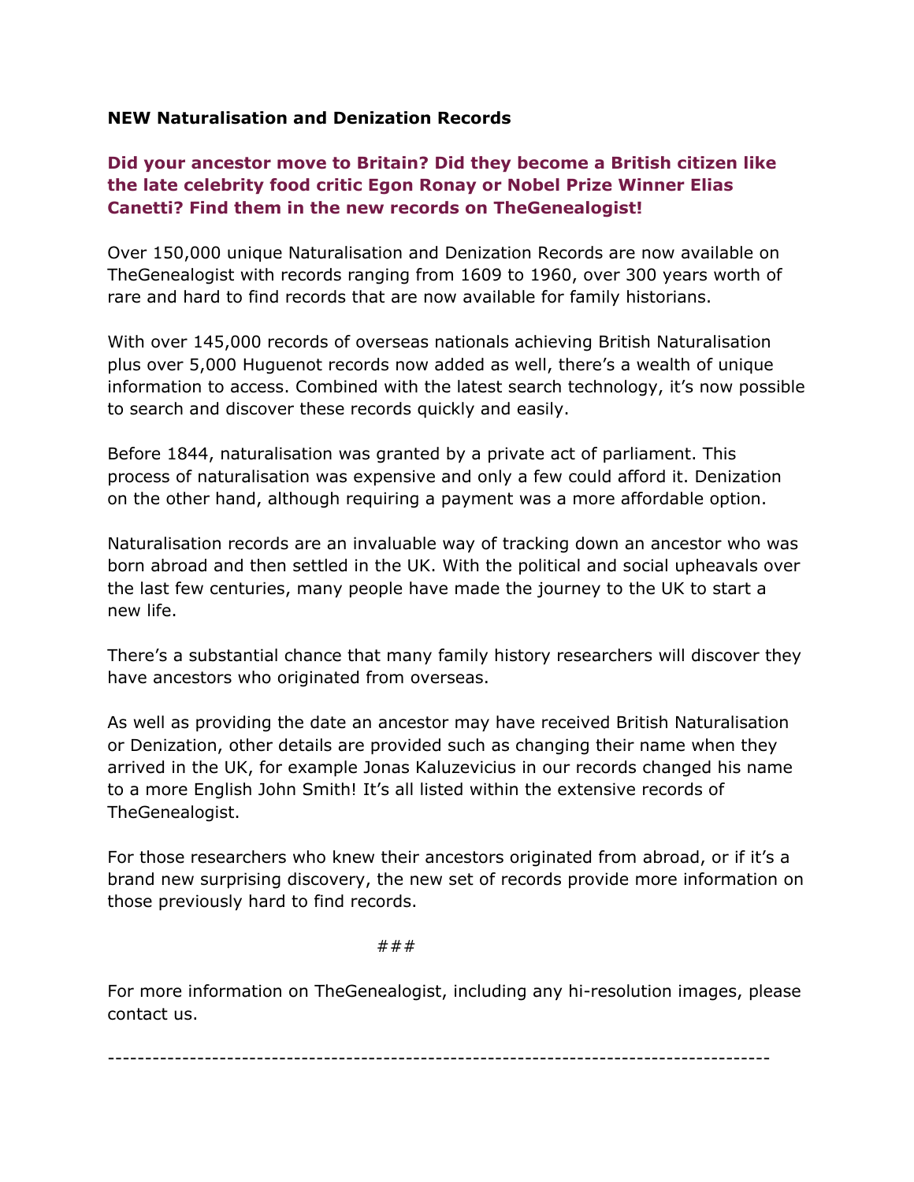**NEW Naturalisation and Denization Records**

**Did your ancestor move to Britain? Did they become a British citizen like the late celebrity food critic Egon Ronay or Nobel Prize Winner Elias Canetti? Find them in the new records on TheGenealogist!**

Over 150,000 unique Naturalisation and Denization Records are now available on TheGenealogist with records ranging from 1609 to 1960, over 300 years worth of rare and hard to find records that are now available for family historians.

With over 145,000 records of overseas nationals achieving British Naturalisation plus over 5,000 Huguenot records now added as well, there's a wealth of unique information to access. Combined with the latest search technology, it's now possible to search and discover these records quickly and easily.

Before 1844, naturalisation was granted by a private act of parliament. This process of naturalisation was expensive and only a few could afford it. Denization on the other hand, although requiring a payment was a more affordable option.

Naturalisation records are an invaluable way of tracking down an ancestor who was born abroad and then settled in the UK. With the political and social upheavals over the last few centuries, many people have made the journey to the UK to start a new life.

There's a substantial chance that many family history researchers will discover they have ancestors who originated from overseas.

As well as providing the date an ancestor may have received British Naturalisation or Denization, other details are provided such as changing their name when they arrived in the UK, for example Jonas Kaluzevicius in our records changed his name to a more English John Smith! It's all listed within the extensive records of TheGenealogist.

For those researchers who knew their ancestors originated from abroad, or if it's a brand new surprising discovery, the new set of records provide more information on those previously hard to find records.

###

For more information on TheGenealogist, including any hi-resolution images, please contact us.

---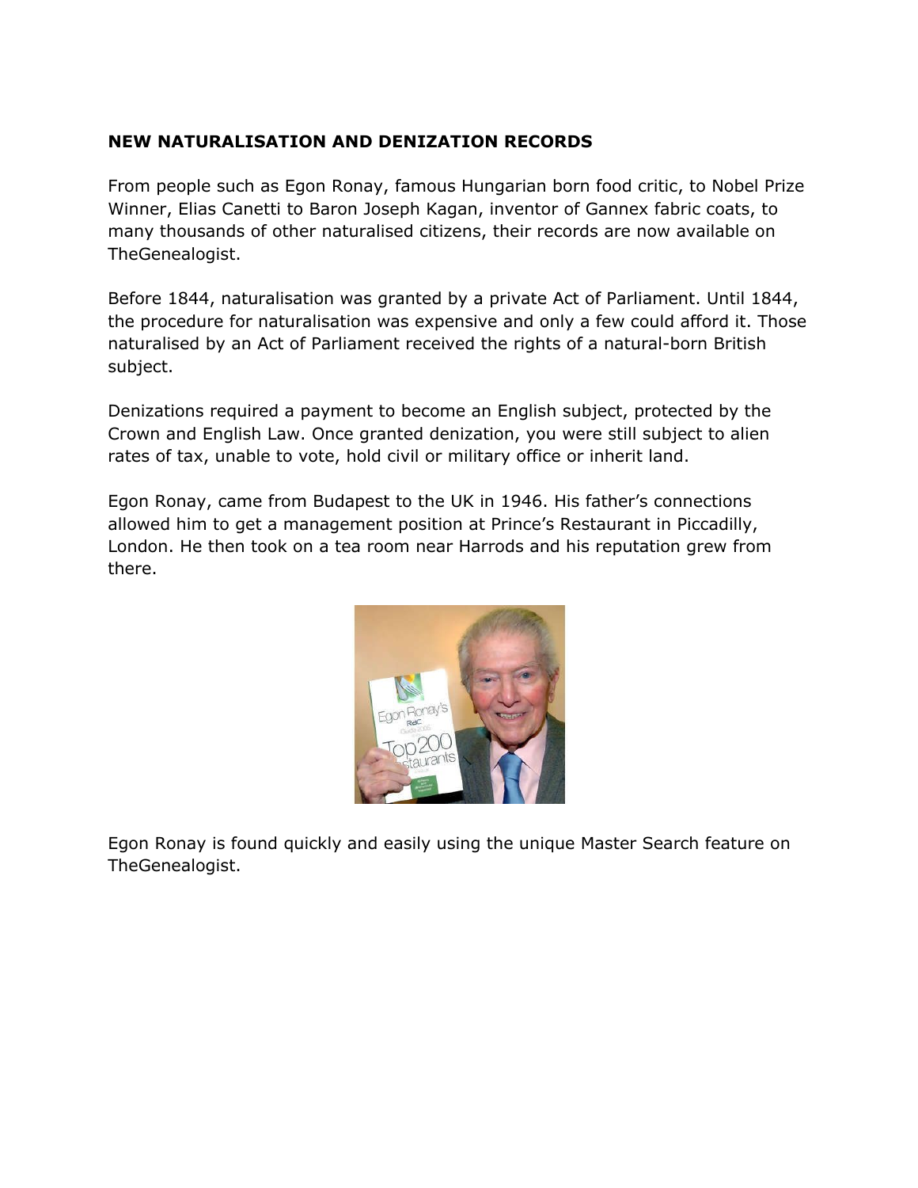**NEW NATURALISATION AND DENIZATION RECORDS**

From people such as Egon Ronay, famous Hungarian born food critic, to Nobel Prize Winner, Elias Canetti to Baron Joseph Kagan, inventor of Gannex fabric coats, to many thousands of other naturalised citizens, their records are now available on TheGenealogist.

Before 1844, naturalisation was granted by a private Act of Parliament. Until 1844, the procedure for naturalisation was expensive and only a few could afford it. Those naturalised by an Act of Parliament received the rights of a natural-born British subject.

Denizations required a payment to become an English subject, protected by the Crown and English Law. Once granted denization, you were still subject to alien rates of tax, unable to vote, hold civil or military office or inherit land.

Egon Ronay, came from Budapest to the UK in 1946. His father's connections allowed him to get a management position at Prince's Restaurant in Piccadilly, London. He then took on a tea room near Harrods and his reputation grew from there.

Egon Ronay is found quickly and easily using the unique Master Search feature on TheGenealogist.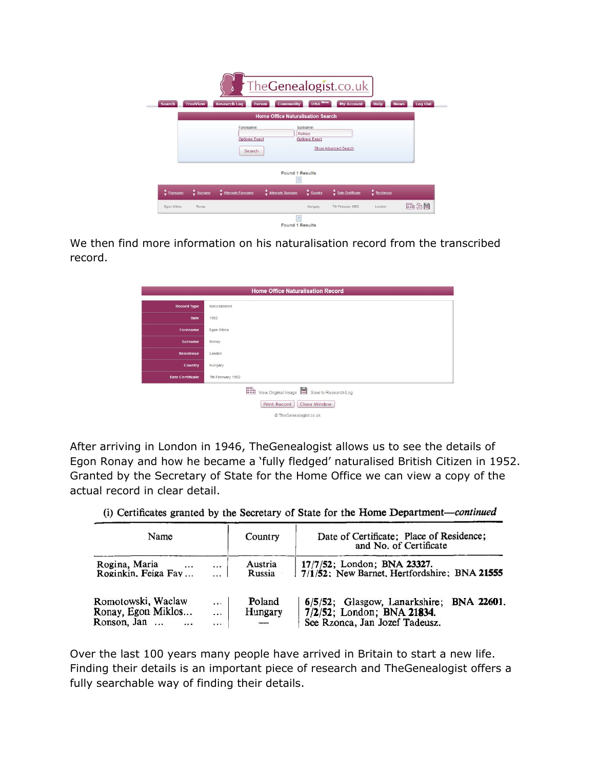TheGenealogist.co.uk

Search | TreeView | Research Log | Forum | Community | DNA New | My Account | Help | News | Log Out

**Home Office Naturalisation Search**

Forename: | Surname: Ronay

Options: Exact | Options: Exact

Search | Show Advanced Search

Found 1 Results

| Forename | Surname | Alternate Forename | Alternate Surname | Country | Date Certificate | Residence |
| --- | --- | --- | --- | --- | --- | --- |
| Egon Miklos | Ronay | | | Hungary | 7th February 1952 | London |

Found 1 Results

We then find more information on his naturalisation record from the transcribed record.

**Home Office Naturalisation Record**

| | |
| --- | --- |
| Record Type | Naturalization |
| Date | 1952 |
| Forename | Egon Miklos |
| Surname | Ronay |
| Residence | London |
| Country | Hungary |
| Date Certificate | 7th February 1952 |

View Original Image | Save to Research Log

Print Record | Close Window

© TheGenealogist.co.uk

After arriving in London in 1946, TheGenealogist allows us to see the details of Egon Ronay and how he became a 'fully fledged' naturalised British Citizen in 1952. Granted by the Secretary of State for the Home Office we can view a copy of the actual record in clear detail.

(i) Certificates granted by the Secretary of State for the Home Department—*continued*

| Name | Country | Date of Certificate; Place of Residence; and No. of Certificate |
| --- | --- | --- |
| Rogina, Maria ... ... | Austria | 17/7/52; London; BNA 23327. |
| Roginkin, Feiga Fay ... ... | Russia | 7/1/52; New Barnet, Hertfordshire; BNA 21555 |
| Romotowski, Waclaw ... | Poland | 6/5/52; Glasgow, Lanarkshire; BNA 22601. |
| Ronay, Egon Miklos... ... | Hungary | 7/2/52; London; BNA 21834. |
| Ronson, Jan ... ... ... | — | See Rzonca, Jan Jozef Tadeusz. |

Over the last 100 years many people have arrived in Britain to start a new life. Finding their details is an important piece of research and TheGenealogist offers a fully searchable way of finding their details.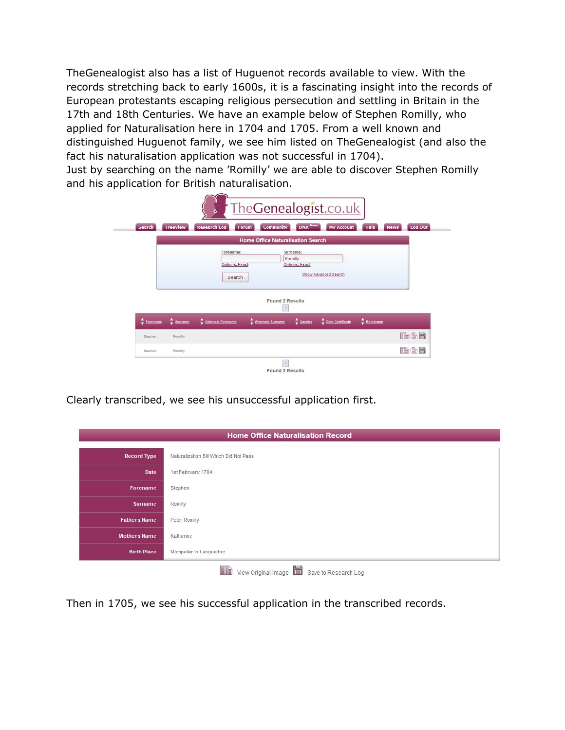TheGenealogist also has a list of Huguenot records available to view. With the records stretching back to early 1600s, it is a fascinating insight into the records of European protestants escaping religious persecution and settling in Britain in the 17th and 18th Centuries. We have an example below of Stephen Romilly, who applied for Naturalisation here in 1704 and 1705. From a well known and distinguished Huguenot family, we see him listed on TheGenealogist (and also the fact his naturalisation application was not successful in 1704).
Just by searching on the name 'Romilly' we are able to discover Stephen Romilly and his application for British naturalisation.

TheGenealogist.co.uk

Search | TreeView | Research Log | Forum | Community | DNA New | My Account | Help | News | Log Out

**Home Office Naturalisation Search**

Forename: | Surname: Romilly
Options: Exact | Options: Exact

Search | Show Advanced Search

Found 2 Results

| Forename | Surname | Alternate Forename | Alternate Surname | Country | Date Certificate | Residence |
|---|---|---|---|---|---|---|
| Stephen | Romilly | | | | | |
| Stephen | Romilly | | | | | |

Found 2 Results

Clearly transcribed, we see his unsuccessful application first.

**Home Office Naturalisation Record**

| | |
|---|---|
| Record Type | Naturalization Bill Which Did Not Pass |
| Date | 1st February 1704 |
| Forename | Stephen |
| Surname | Romilly |
| Fathers Name | Peter Romilly |
| Mothers Name | Katherine |
| Birth Place | Mompelier In Languedoc |

View Original Image | Save to Research Log

Then in 1705, we see his successful application in the transcribed records.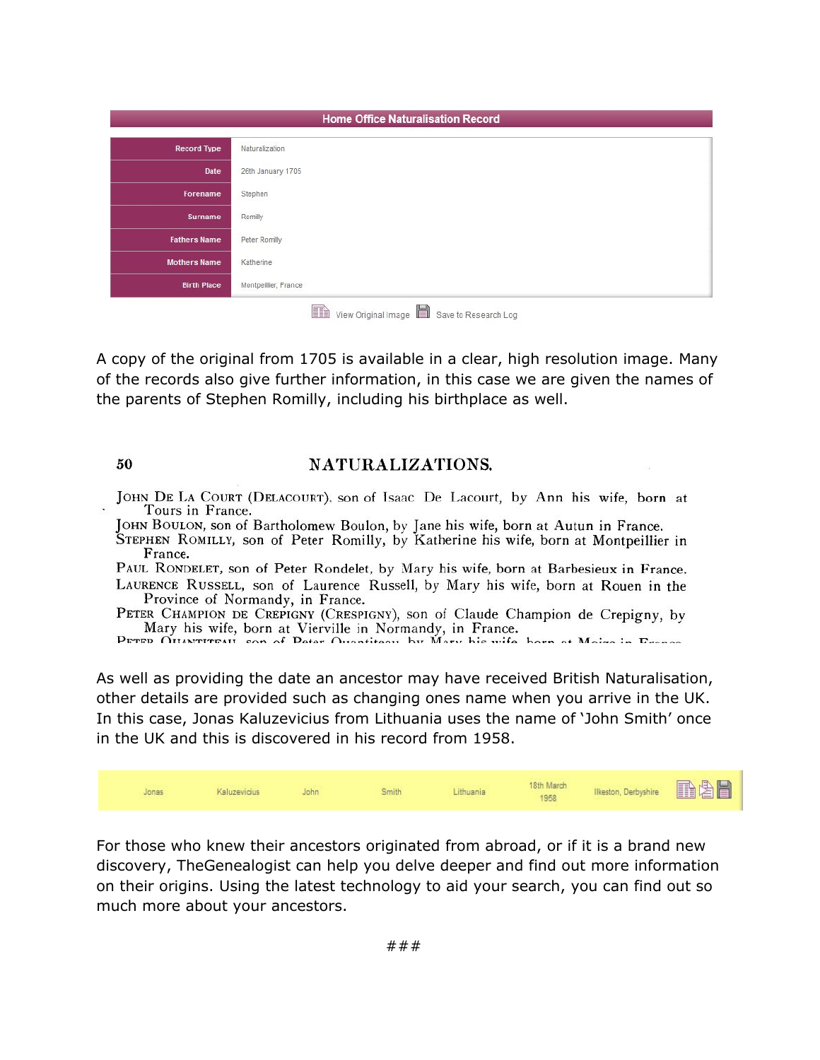**Home Office Naturalisation Record**

| Record Type | Naturalization |
| --- | --- |
| Date | 26th January 1705 |
| Forename | Stephen |
| Surname | Romilly |
| Fathers Name | Peter Romilly |
| Mothers Name | Katherine |
| Birth Place | Montpeillier, France |

View Original Image    Save to Research Log

A copy of the original from 1705 is available in a clear, high resolution image. Many of the records also give further information, in this case we are given the names of the parents of Stephen Romilly, including his birthplace as well.

50 **NATURALIZATIONS.**

JOHN DE LA COURT (DELACOURT), son of Isaac De Lacourt, by Ann his wife, born at Tours in France.
JOHN BOULON, son of Bartholomew Boulon, by Jane his wife, born at Autun in France.
STEPHEN ROMILLY, son of Peter Romilly, by Katherine his wife, born at Montpeillier in France.
PAUL RONDELET, son of Peter Rondelet, by Mary his wife, born at Barbesieux in France.
LAURENCE RUSSELL, son of Laurence Russell, by Mary his wife, born at Rouen in the Province of Normandy, in France.
PETER CHAMPION DE CREPIGNY (CRESPIGNY), son of Claude Champion de Crepigny, by Mary his wife, born at Vierville in Normandy, in France.

As well as providing the date an ancestor may have received British Naturalisation, other details are provided such as changing ones name when you arrive in the UK. In this case, Jonas Kaluzevicius from Lithuania uses the name of 'John Smith' once in the UK and this is discovered in his record from 1958.

| Jonas | Kaluzevicius | John | Smith | Lithuania | 18th March 1958 | Ilkeston, Derbyshire |
| --- | --- | --- | --- | --- | --- | --- |

For those who knew their ancestors originated from abroad, or if it is a brand new discovery, TheGenealogist can help you delve deeper and find out more information on their origins. Using the latest technology to aid your search, you can find out so much more about your ancestors.

###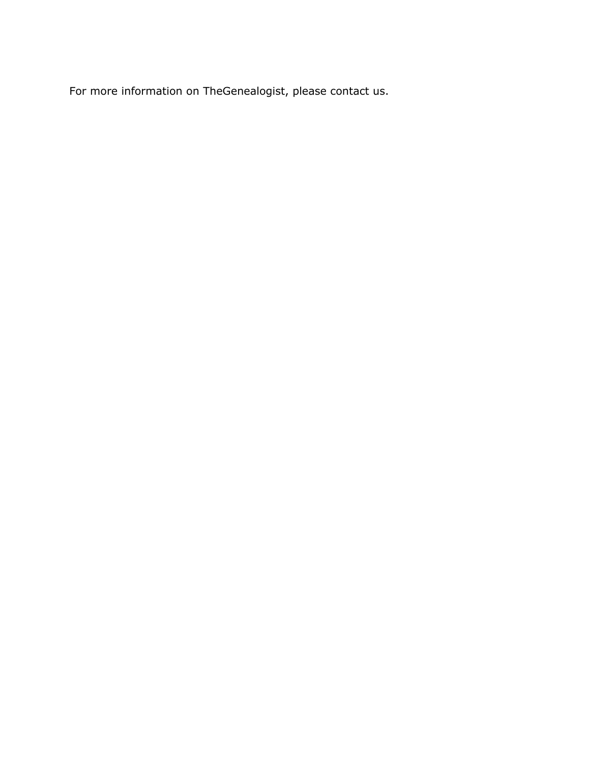For more information on TheGenealogist, please contact us.